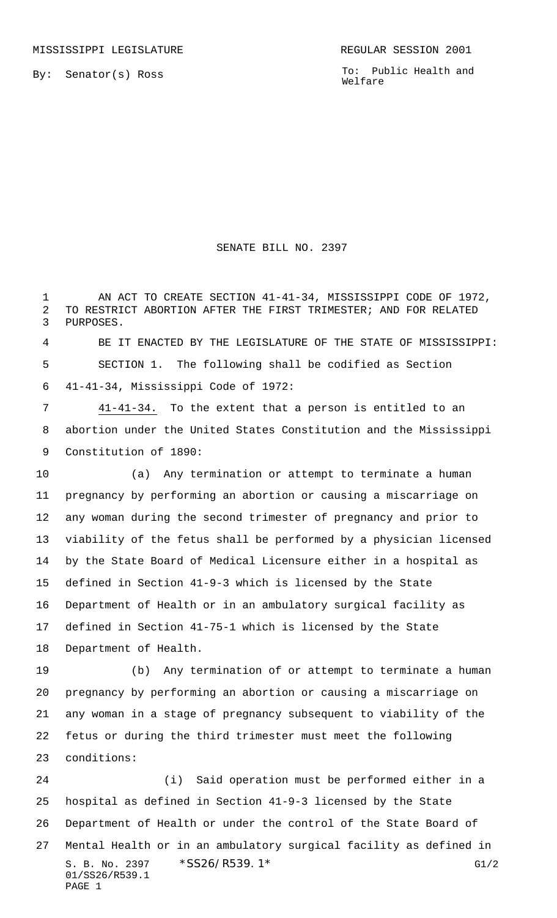MISSISSIPPI LEGISLATURE REGULAR SESSION 2001

By: Senator(s) Ross

To: Public Health and Welfare

# SENATE BILL NO. 2397

AN ACT TO CREATE SECTION 41-41-34, MISSISSIPPI CODE OF 1972, TO RESTRICT ABORTION AFTER THE FIRST TRIMESTER; AND FOR RELATED PURPOSES.

BE IT ENACTED BY THE LEGISLATURE OF THE STATE OF MISSISSIPPI:

SECTION 1. The following shall be codified as Section 41-41-34, Mississippi Code of 1972:

41-41-34. To the extent that a person is entitled to an abortion under the United States Constitution and the Mississippi Constitution of 1890:

(a) Any termination or attempt to terminate a human pregnancy by performing an abortion or causing a miscarriage on any woman during the second trimester of pregnancy and prior to viability of the fetus shall be performed by a physician licensed by the State Board of Medical Licensure either in a hospital as defined in Section 41-9-3 which is licensed by the State Department of Health or in an ambulatory surgical facility as defined in Section 41-75-1 which is licensed by the State Department of Health.

(b) Any termination of or attempt to terminate a human pregnancy by performing an abortion or causing a miscarriage on any woman in a stage of pregnancy subsequent to viability of the fetus or during the third trimester must meet the following conditions:

(i) Said operation must be performed either in a hospital as defined in Section 41-9-3 licensed by the State Department of Health or under the control of the State Board of Mental Health or in an ambulatory surgical facility as defined in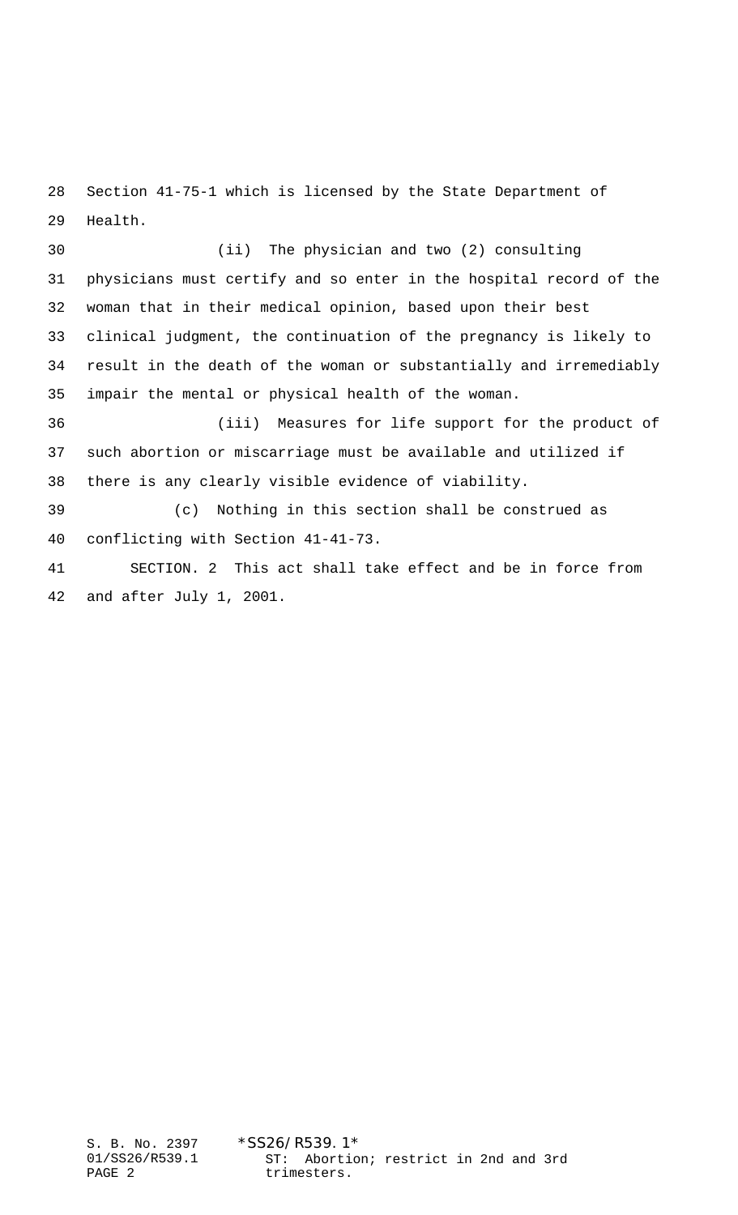Section 41-75-1 which is licensed by the State Department of Health.

(ii) The physician and two (2) consulting physicians must certify and so enter in the hospital record of the woman that in their medical opinion, based upon their best clinical judgment, the continuation of the pregnancy is likely to result in the death of the woman or substantially and irremediably impair the mental or physical health of the woman.

(iii) Measures for life support for the product of such abortion or miscarriage must be available and utilized if there is any clearly visible evidence of viability.

(c) Nothing in this section shall be construed as conflicting with Section 41-41-73.

SECTION. 2 This act shall take effect and be in force from and after July 1, 2001.